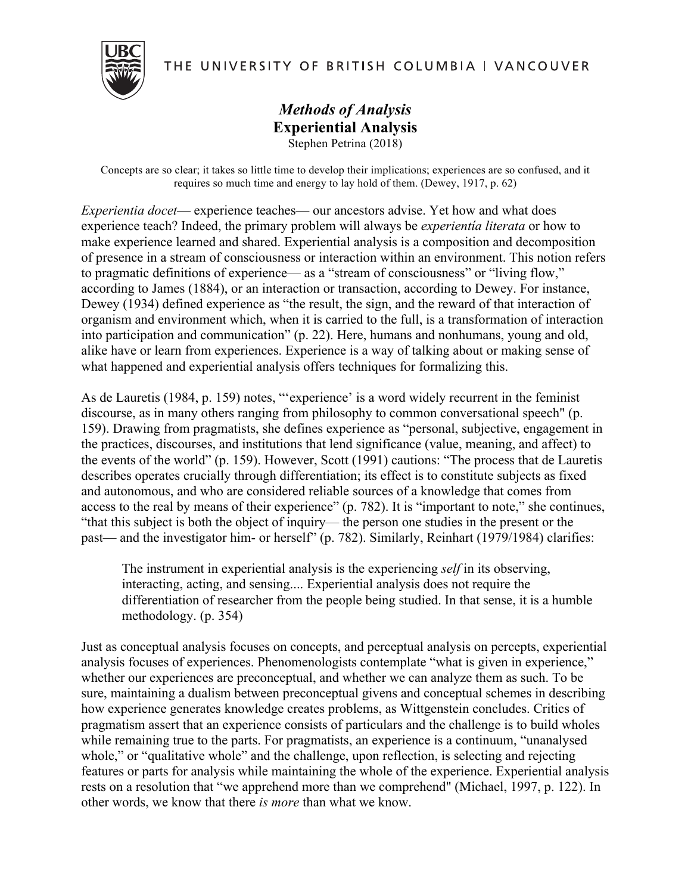THE UNIVERSITY OF BRITISH COLUMBIA | VANCOUVER

# *Methods of Analysis*
## Experiential Analysis

Stephen Petrina (2018)

> Concepts are so clear; it takes so little time to develop their implications; experiences are so confused, and it requires so much time and energy to lay hold of them. (Dewey, 1917, p. 62)

*Experientia docet*— experience teaches— our ancestors advise. Yet how and what does experience teach? Indeed, the primary problem will always be *experientía literata* or how to make experience learned and shared. Experiential analysis is a composition and decomposition of presence in a stream of consciousness or interaction within an environment. This notion refers to pragmatic definitions of experience— as a "stream of consciousness" or "living flow," according to James (1884), or an interaction or transaction, according to Dewey. For instance, Dewey (1934) defined experience as "the result, the sign, and the reward of that interaction of organism and environment which, when it is carried to the full, is a transformation of interaction into participation and communication" (p. 22). Here, humans and nonhumans, young and old, alike have or learn from experiences. Experience is a way of talking about or making sense of what happened and experiential analysis offers techniques for formalizing this.

As de Lauretis (1984, p. 159) notes, "'experience' is a word widely recurrent in the feminist discourse, as in many others ranging from philosophy to common conversational speech" (p. 159). Drawing from pragmatists, she defines experience as "personal, subjective, engagement in the practices, discourses, and institutions that lend significance (value, meaning, and affect) to the events of the world" (p. 159). However, Scott (1991) cautions: "The process that de Lauretis describes operates crucially through differentiation; its effect is to constitute subjects as fixed and autonomous, and who are considered reliable sources of a knowledge that comes from access to the real by means of their experience" (p. 782). It is "important to note," she continues, "that this subject is both the object of inquiry— the person one studies in the present or the past— and the investigator him- or herself" (p. 782). Similarly, Reinhart (1979/1984) clarifies:

> The instrument in experiential analysis is the experiencing *self* in its observing, interacting, acting, and sensing.... Experiential analysis does not require the differentiation of researcher from the people being studied. In that sense, it is a humble methodology. (p. 354)

Just as conceptual analysis focuses on concepts, and perceptual analysis on percepts, experiential analysis focuses of experiences. Phenomenologists contemplate "what is given in experience," whether our experiences are preconceptual, and whether we can analyze them as such. To be sure, maintaining a dualism between preconceptual givens and conceptual schemes in describing how experience generates knowledge creates problems, as Wittgenstein concludes. Critics of pragmatism assert that an experience consists of particulars and the challenge is to build wholes while remaining true to the parts. For pragmatists, an experience is a continuum, "unanalysed whole," or "qualitative whole" and the challenge, upon reflection, is selecting and rejecting features or parts for analysis while maintaining the whole of the experience. Experiential analysis rests on a resolution that "we apprehend more than we comprehend" (Michael, 1997, p. 122). In other words, we know that there *is more* than what we know.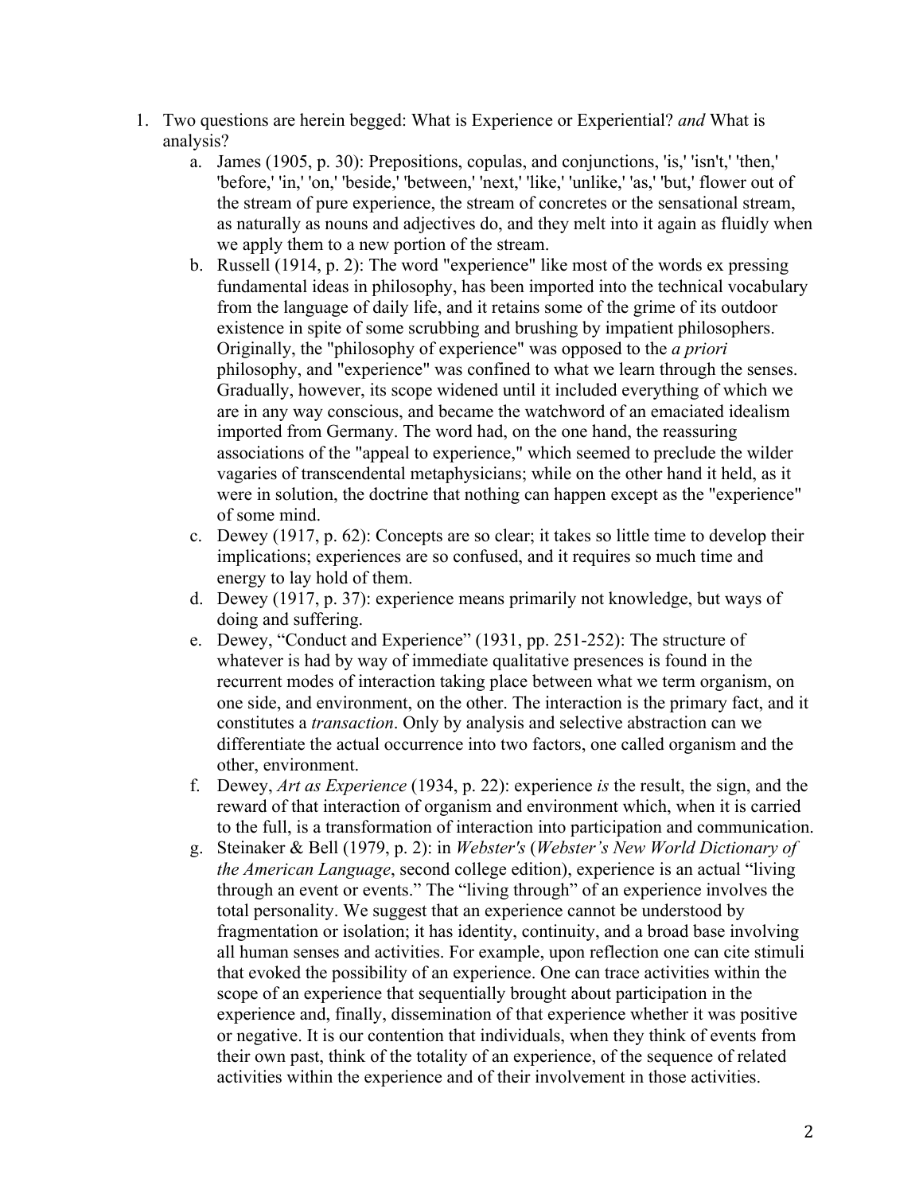1. Two questions are herein begged: What is Experience or Experiential? *and* What is analysis?
    a. James (1905, p. 30): Prepositions, copulas, and conjunctions, 'is,' 'isn't,' 'then,' 'before,' 'in,' 'on,' 'beside,' 'between,' 'next,' 'like,' 'unlike,' 'as,' 'but,' flower out of the stream of pure experience, the stream of concretes or the sensational stream, as naturally as nouns and adjectives do, and they melt into it again as fluidly when we apply them to a new portion of the stream.
    b. Russell (1914, p. 2): The word "experience" like most of the words ex pressing fundamental ideas in philosophy, has been imported into the technical vocabulary from the language of daily life, and it retains some of the grime of its outdoor existence in spite of some scrubbing and brushing by impatient philosophers. Originally, the "philosophy of experience" was opposed to the *a priori* philosophy, and "experience" was confined to what we learn through the senses. Gradually, however, its scope widened until it included everything of which we are in any way conscious, and became the watchword of an emaciated idealism imported from Germany. The word had, on the one hand, the reassuring associations of the "appeal to experience," which seemed to preclude the wilder vagaries of transcendental metaphysicians; while on the other hand it held, as it were in solution, the doctrine that nothing can happen except as the "experience" of some mind.
    c. Dewey (1917, p. 62): Concepts are so clear; it takes so little time to develop their implications; experiences are so confused, and it requires so much time and energy to lay hold of them.
    d. Dewey (1917, p. 37): experience means primarily not knowledge, but ways of doing and suffering.
    e. Dewey, "Conduct and Experience" (1931, pp. 251-252): The structure of whatever is had by way of immediate qualitative presences is found in the recurrent modes of interaction taking place between what we term organism, on one side, and environment, on the other. The interaction is the primary fact, and it constitutes a *transaction*. Only by analysis and selective abstraction can we differentiate the actual occurrence into two factors, one called organism and the other, environment.
    f. Dewey, *Art as Experience* (1934, p. 22): experience *is* the result, the sign, and the reward of that interaction of organism and environment which, when it is carried to the full, is a transformation of interaction into participation and communication.
    g. Steinaker & Bell (1979, p. 2): in *Webster's* (*Webster's New World Dictionary of the American Language*, second college edition), experience is an actual "living through an event or events." The "living through" of an experience involves the total personality. We suggest that an experience cannot be understood by fragmentation or isolation; it has identity, continuity, and a broad base involving all human senses and activities. For example, upon reflection one can cite stimuli that evoked the possibility of an experience. One can trace activities within the scope of an experience that sequentially brought about participation in the experience and, finally, dissemination of that experience whether it was positive or negative. It is our contention that individuals, when they think of events from their own past, think of the totality of an experience, of the sequence of related activities within the experience and of their involvement in those activities.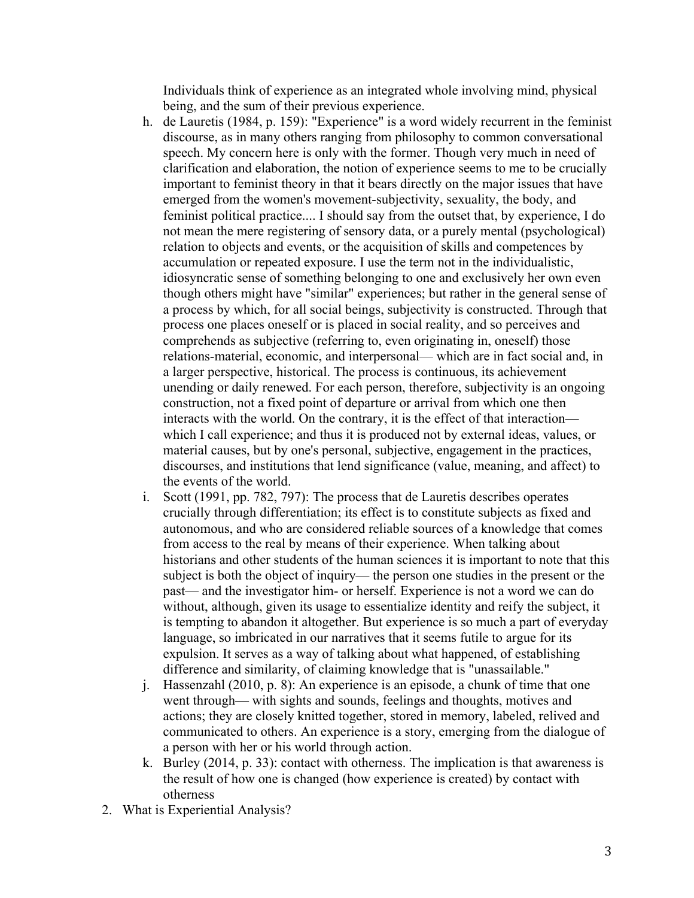Individuals think of experience as an integrated whole involving mind, physical being, and the sum of their previous experience.

h. de Lauretis (1984, p. 159): "Experience" is a word widely recurrent in the feminist discourse, as in many others ranging from philosophy to common conversational speech. My concern here is only with the former. Though very much in need of clarification and elaboration, the notion of experience seems to me to be crucially important to feminist theory in that it bears directly on the major issues that have emerged from the women's movement-subjectivity, sexuality, the body, and feminist political practice.... I should say from the outset that, by experience, I do not mean the mere registering of sensory data, or a purely mental (psychological) relation to objects and events, or the acquisition of skills and competences by accumulation or repeated exposure. I use the term not in the individualistic, idiosyncratic sense of something belonging to one and exclusively her own even though others might have "similar" experiences; but rather in the general sense of a process by which, for all social beings, subjectivity is constructed. Through that process one places oneself or is placed in social reality, and so perceives and comprehends as subjective (referring to, even originating in, oneself) those relations-material, economic, and interpersonal— which are in fact social and, in a larger perspective, historical. The process is continuous, its achievement unending or daily renewed. For each person, therefore, subjectivity is an ongoing construction, not a fixed point of departure or arrival from which one then interacts with the world. On the contrary, it is the effect of that interaction— which I call experience; and thus it is produced not by external ideas, values, or material causes, but by one's personal, subjective, engagement in the practices, discourses, and institutions that lend significance (value, meaning, and affect) to the events of the world.

i. Scott (1991, pp. 782, 797): The process that de Lauretis describes operates crucially through differentiation; its effect is to constitute subjects as fixed and autonomous, and who are considered reliable sources of a knowledge that comes from access to the real by means of their experience. When talking about historians and other students of the human sciences it is important to note that this subject is both the object of inquiry— the person one studies in the present or the past— and the investigator him- or herself. Experience is not a word we can do without, although, given its usage to essentialize identity and reify the subject, it is tempting to abandon it altogether. But experience is so much a part of everyday language, so imbricated in our narratives that it seems futile to argue for its expulsion. It serves as a way of talking about what happened, of establishing difference and similarity, of claiming knowledge that is "unassailable."

j. Hassenzahl (2010, p. 8): An experience is an episode, a chunk of time that one went through— with sights and sounds, feelings and thoughts, motives and actions; they are closely knitted together, stored in memory, labeled, relived and communicated to others. An experience is a story, emerging from the dialogue of a person with her or his world through action.

k. Burley (2014, p. 33): contact with otherness. The implication is that awareness is the result of how one is changed (how experience is created) by contact with otherness

2. What is Experiential Analysis?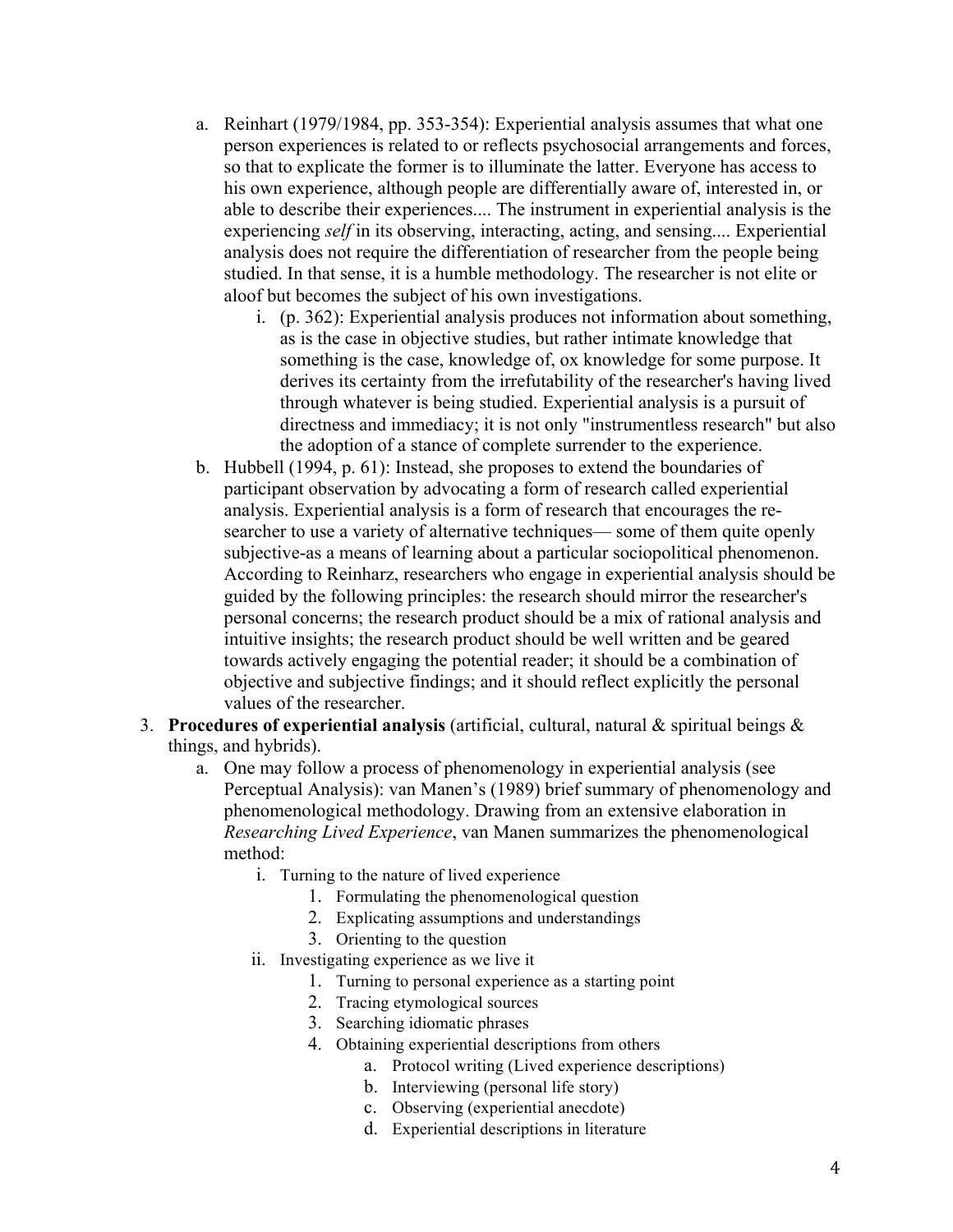a. Reinhart (1979/1984, pp. 353-354): Experiential analysis assumes that what one person experiences is related to or reflects psychosocial arrangements and forces, so that to explicate the former is to illuminate the latter. Everyone has access to his own experience, although people are differentially aware of, interested in, or able to describe their experiences.... The instrument in experiential analysis is the experiencing *self* in its observing, interacting, acting, and sensing.... Experiential analysis does not require the differentiation of researcher from the people being studied. In that sense, it is a humble methodology. The researcher is not elite or aloof but becomes the subject of his own investigations.
    i. (p. 362): Experiential analysis produces not information about something, as is the case in objective studies, but rather intimate knowledge that something is the case, knowledge of, ox knowledge for some purpose. It derives its certainty from the irrefutability of the researcher's having lived through whatever is being studied. Experiential analysis is a pursuit of directness and immediacy; it is not only "instrumentless research" but also the adoption of a stance of complete surrender to the experience.

b. Hubbell (1994, p. 61): Instead, she proposes to extend the boundaries of participant observation by advocating a form of research called experiential analysis. Experiential analysis is a form of research that encourages the re-searcher to use a variety of alternative techniques— some of them quite openly subjective-as a means of learning about a particular sociopolitical phenomenon. According to Reinharz, researchers who engage in experiential analysis should be guided by the following principles: the research should mirror the researcher's personal concerns; the research product should be a mix of rational analysis and intuitive insights; the research product should be well written and be geared towards actively engaging the potential reader; it should be a combination of objective and subjective findings; and it should reflect explicitly the personal values of the researcher.

3. **Procedures of experiential analysis** (artificial, cultural, natural & spiritual beings & things, and hybrids).
    a. One may follow a process of phenomenology in experiential analysis (see Perceptual Analysis): van Manen's (1989) brief summary of phenomenology and phenomenological methodology. Drawing from an extensive elaboration in *Researching Lived Experience*, van Manen summarizes the phenomenological method:
        i. Turning to the nature of lived experience
            1. Formulating the phenomenological question
            2. Explicating assumptions and understandings
            3. Orienting to the question
        ii. Investigating experience as we live it
            1. Turning to personal experience as a starting point
            2. Tracing etymological sources
            3. Searching idiomatic phrases
            4. Obtaining experiential descriptions from others
                a. Protocol writing (Lived experience descriptions)
                b. Interviewing (personal life story)
                c. Observing (experiential anecdote)
                d. Experiential descriptions in literature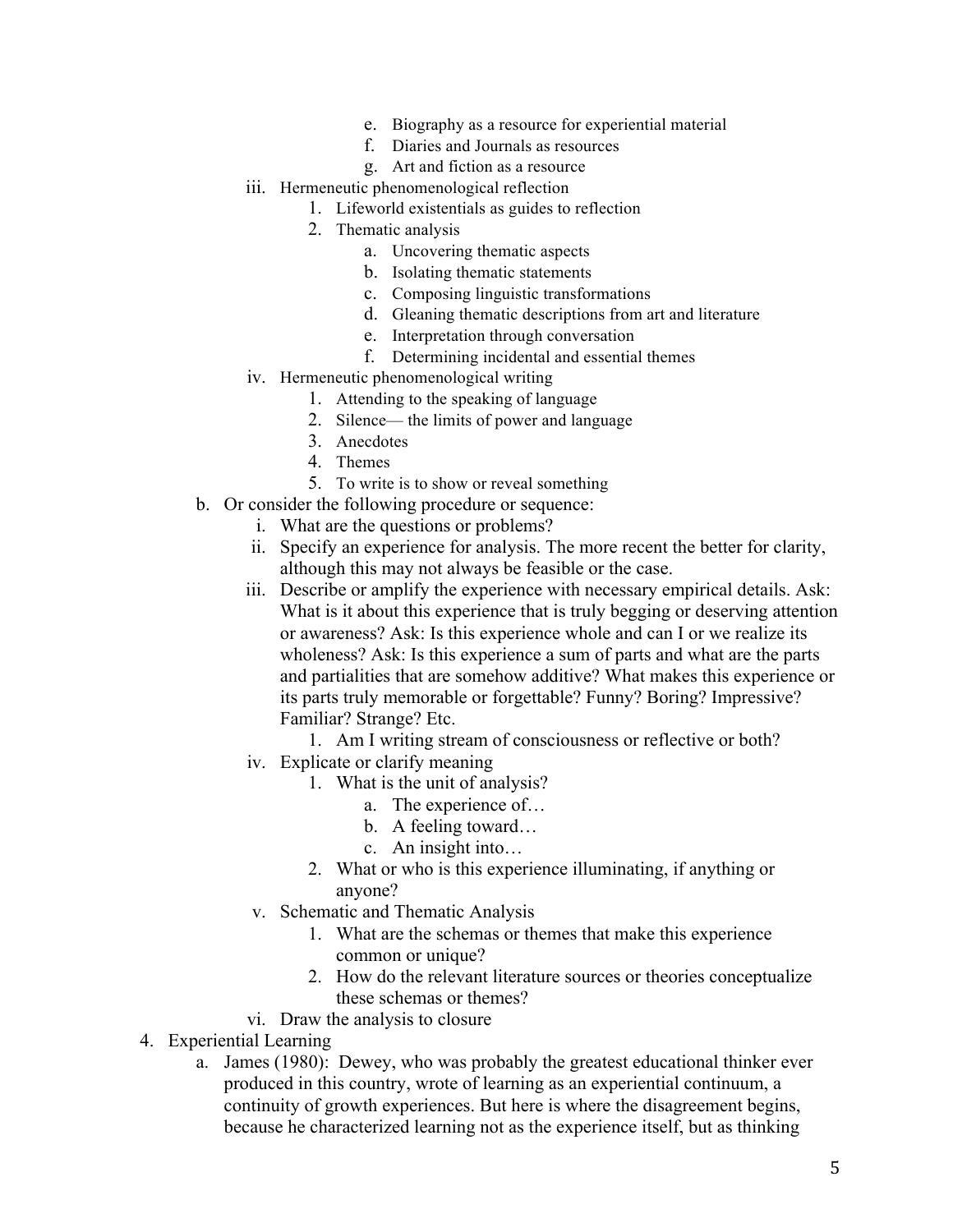e. Biography as a resource for experiential material
            f. Diaries and Journals as resources
            g. Art and fiction as a resource
      iii. Hermeneutic phenomenological reflection
         1. Lifeworld existentials as guides to reflection
         2. Thematic analysis
            a. Uncovering thematic aspects
            b. Isolating thematic statements
            c. Composing linguistic transformations
            d. Gleaning thematic descriptions from art and literature
            e. Interpretation through conversation
            f. Determining incidental and essential themes
      iv. Hermeneutic phenomenological writing
         1. Attending to the speaking of language
         2. Silence— the limits of power and language
         3. Anecdotes
         4. Themes
         5. To write is to show or reveal something
   b. Or consider the following procedure or sequence:
      i. What are the questions or problems?
      ii. Specify an experience for analysis. The more recent the better for clarity, although this may not always be feasible or the case.
      iii. Describe or amplify the experience with necessary empirical details. Ask: What is it about this experience that is truly begging or deserving attention or awareness? Ask: Is this experience whole and can I or we realize its wholeness? Ask: Is this experience a sum of parts and what are the parts and partialities that are somehow additive? What makes this experience or its parts truly memorable or forgettable? Funny? Boring? Impressive? Familiar? Strange? Etc.
         1. Am I writing stream of consciousness or reflective or both?
      iv. Explicate or clarify meaning
         1. What is the unit of analysis?
            a. The experience of…
            b. A feeling toward…
            c. An insight into…
         2. What or who is this experience illuminating, if anything or anyone?
      v. Schematic and Thematic Analysis
         1. What are the schemas or themes that make this experience common or unique?
         2. How do the relevant literature sources or theories conceptualize these schemas or themes?
      vi. Draw the analysis to closure
4. Experiential Learning
   a. James (1980): Dewey, who was probably the greatest educational thinker ever produced in this country, wrote of learning as an experiential continuum, a continuity of growth experiences. But here is where the disagreement begins, because he characterized learning not as the experience itself, but as thinking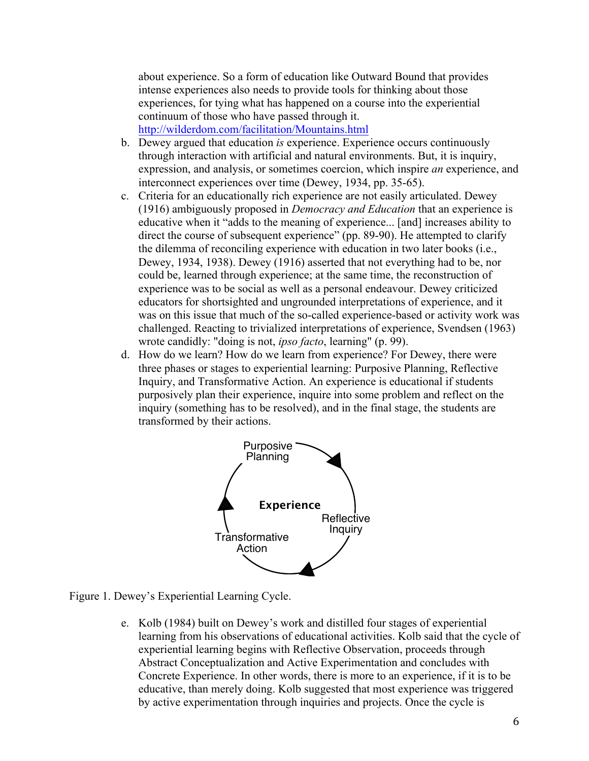about experience. So a form of education like Outward Bound that provides intense experiences also needs to provide tools for thinking about those experiences, for tying what has happened on a course into the experiential continuum of those who have passed through it. [http://wilderdom.com/facilitation/Mountains.html](http://wilderdom.com/facilitation/Mountains.html)

b. Dewey argued that education *is* experience. Experience occurs continuously through interaction with artificial and natural environments. But, it is inquiry, expression, and analysis, or sometimes coercion, which inspire *an* experience, and interconnect experiences over time (Dewey, 1934, pp. 35-65).

c. Criteria for an educationally rich experience are not easily articulated. Dewey (1916) ambiguously proposed in *Democracy and Education* that an experience is educative when it "adds to the meaning of experience... [and] increases ability to direct the course of subsequent experience" (pp. 89-90). He attempted to clarify the dilemma of reconciling experience with education in two later books (i.e., Dewey, 1934, 1938). Dewey (1916) asserted that not everything had to be, nor could be, learned through experience; at the same time, the reconstruction of experience was to be social as well as a personal endeavour. Dewey criticized educators for shortsighted and ungrounded interpretations of experience, and it was on this issue that much of the so-called experience-based or activity work was challenged. Reacting to trivialized interpretations of experience, Svendsen (1963) wrote candidly: "doing is not, *ipso facto*, learning" (p. 99).

d. How do we learn? How do we learn from experience? For Dewey, there were three phases or stages to experiential learning: Purposive Planning, Reflective Inquiry, and Transformative Action. An experience is educational if students purposively plan their experience, inquire into some problem and reflect on the inquiry (something has to be resolved), and in the final stage, the students are transformed by their actions.

Purposive Planning → Reflective Inquiry → Transformative Action → (cycle around **Experience**)

Figure 1. Dewey's Experiential Learning Cycle.

e. Kolb (1984) built on Dewey's work and distilled four stages of experiential learning from his observations of educational activities. Kolb said that the cycle of experiential learning begins with Reflective Observation, proceeds through Abstract Conceptualization and Active Experimentation and concludes with Concrete Experience. In other words, there is more to an experience, if it is to be educative, than merely doing. Kolb suggested that most experience was triggered by active experimentation through inquiries and projects. Once the cycle is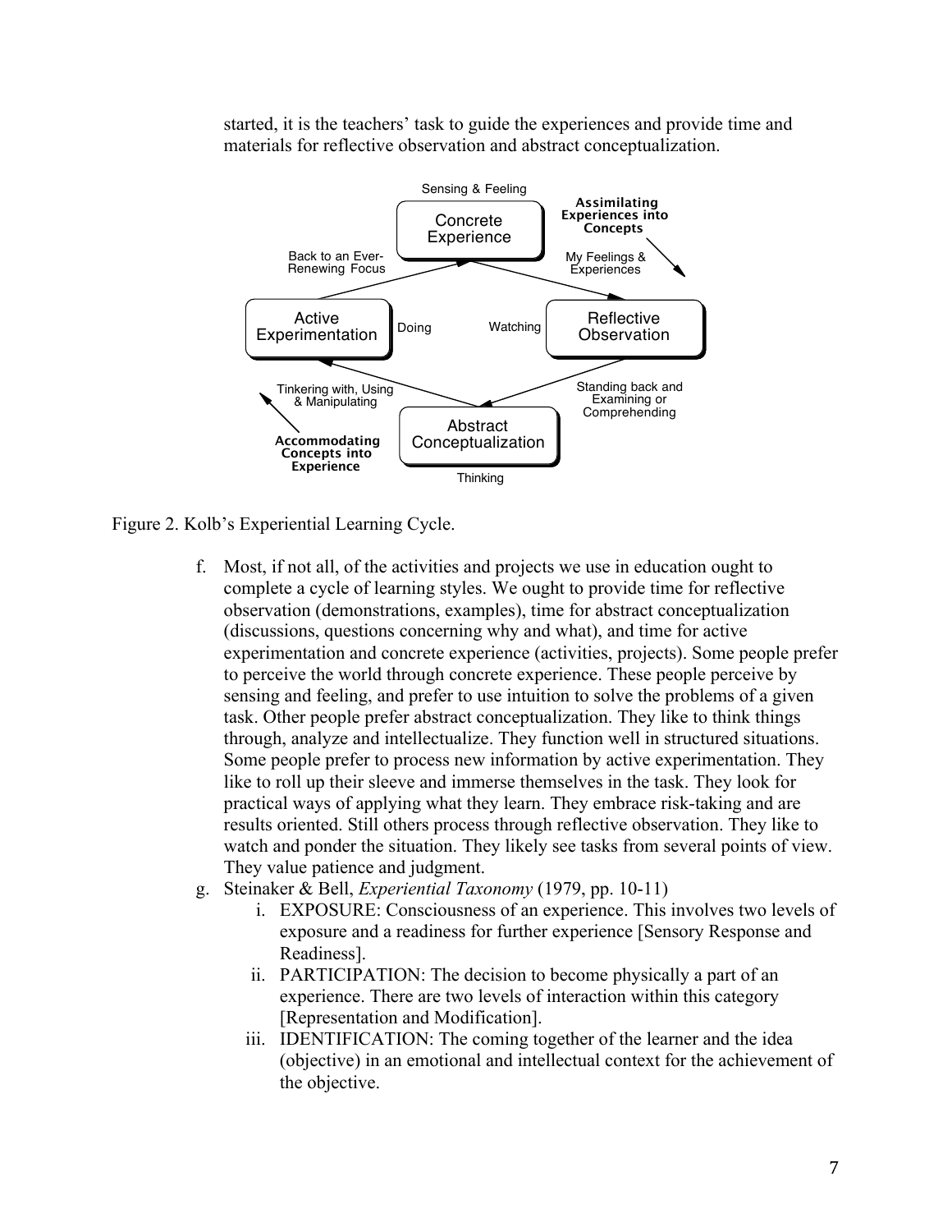started, it is the teachers' task to guide the experiences and provide time and materials for reflective observation and abstract conceptualization.

Figure 2. Kolb's Experiential Learning Cycle.

f. Most, if not all, of the activities and projects we use in education ought to complete a cycle of learning styles. We ought to provide time for reflective observation (demonstrations, examples), time for abstract conceptualization (discussions, questions concerning why and what), and time for active experimentation and concrete experience (activities, projects). Some people prefer to perceive the world through concrete experience. These people perceive by sensing and feeling, and prefer to use intuition to solve the problems of a given task. Other people prefer abstract conceptualization. They like to think things through, analyze and intellectualize. They function well in structured situations. Some people prefer to process new information by active experimentation. They like to roll up their sleeve and immerse themselves in the task. They look for practical ways of applying what they learn. They embrace risk-taking and are results oriented. Still others process through reflective observation. They like to watch and ponder the situation. They likely see tasks from several points of view. They value patience and judgment.

g. Steinaker & Bell, *Experiential Taxonomy* (1979, pp. 10-11)
   i. EXPOSURE: Consciousness of an experience. This involves two levels of exposure and a readiness for further experience [Sensory Response and Readiness].
   ii. PARTICIPATION: The decision to become physically a part of an experience. There are two levels of interaction within this category [Representation and Modification].
   iii. IDENTIFICATION: The coming together of the learner and the idea (objective) in an emotional and intellectual context for the achievement of the objective.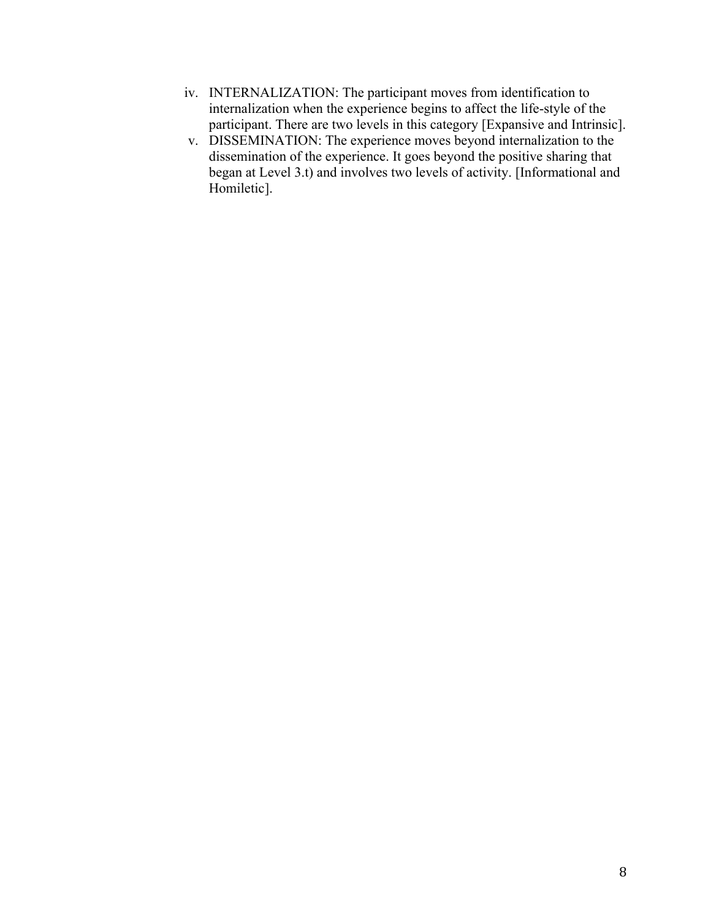iv. INTERNALIZATION: The participant moves from identification to internalization when the experience begins to affect the life-style of the participant. There are two levels in this category [Expansive and Intrinsic].

v. DISSEMINATION: The experience moves beyond internalization to the dissemination of the experience. It goes beyond the positive sharing that began at Level 3.t) and involves two levels of activity. [Informational and Homiletic].